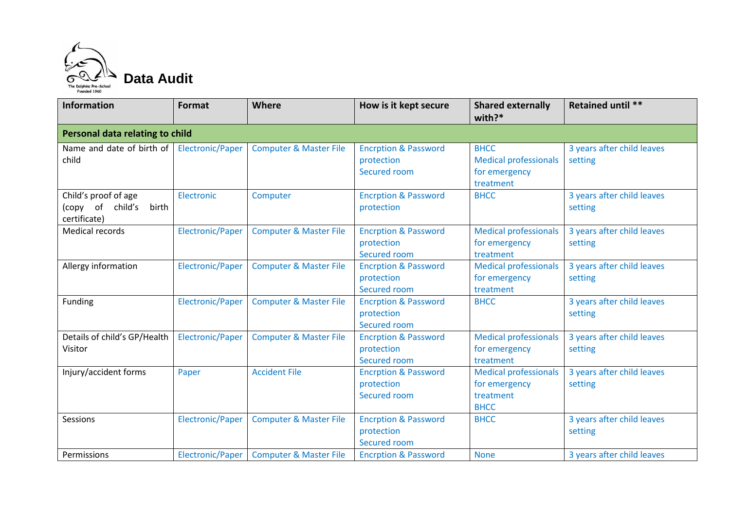# Data Audit

| Information | Format | Where | How is it kept secure | Shared externally with?* | Retained until ** |
|---|---|---|---|---|---|
| **Personal data relating to child** | | | | | |
| Name and date of birth of child | Electronic/Paper | Computer & Master File | Encrption & Password protection<br>Secured room | BHCC<br>Medical professionals for emergency treatment | 3 years after child leaves setting |
| Child's proof of age (copy of child's birth certificate) | Electronic | Computer | Encrption & Password protection | BHCC | 3 years after child leaves setting |
| Medical records | Electronic/Paper | Computer & Master File | Encrption & Password protection<br>Secured room | Medical professionals for emergency treatment | 3 years after child leaves setting |
| Allergy information | Electronic/Paper | Computer & Master File | Encrption & Password protection<br>Secured room | Medical professionals for emergency treatment | 3 years after child leaves setting |
| Funding | Electronic/Paper | Computer & Master File | Encrption & Password protection<br>Secured room | BHCC | 3 years after child leaves setting |
| Details of child's GP/Health Visitor | Electronic/Paper | Computer & Master File | Encrption & Password protection<br>Secured room | Medical professionals for emergency treatment | 3 years after child leaves setting |
| Injury/accident forms | Paper | Accident File | Encrption & Password protection<br>Secured room | Medical professionals for emergency treatment<br>BHCC | 3 years after child leaves setting |
| Sessions | Electronic/Paper | Computer & Master File | Encrption & Password protection<br>Secured room | BHCC | 3 years after child leaves setting |
| Permissions | Electronic/Paper | Computer & Master File | Encrption & Password | None | 3 years after child leaves |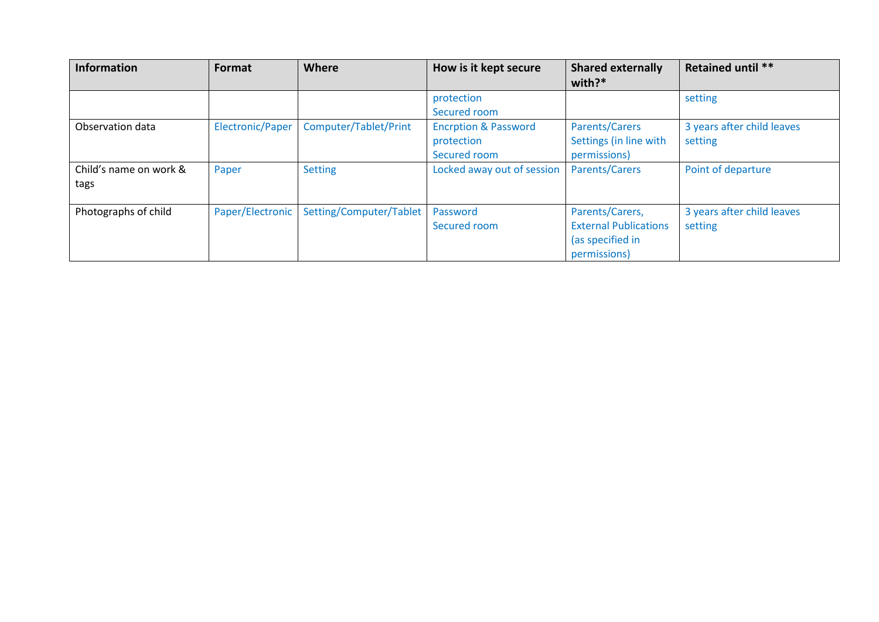| Information | Format | Where | How is it kept secure | Shared externally with?* | Retained until ** |
|---|---|---|---|---|---|
| | | | protection<br>Secured room | | setting |
| Observation data | Electronic/Paper | Computer/Tablet/Print | Encrption & Password protection<br>Secured room | Parents/Carers<br>Settings (in line with permissions) | 3 years after child leaves setting |
| Child's name on work & tags | Paper | Setting | Locked away out of session | Parents/Carers | Point of departure |
| Photographs of child | Paper/Electronic | Setting/Computer/Tablet | Password<br>Secured room | Parents/Carers, External Publications (as specified in permissions) | 3 years after child leaves setting |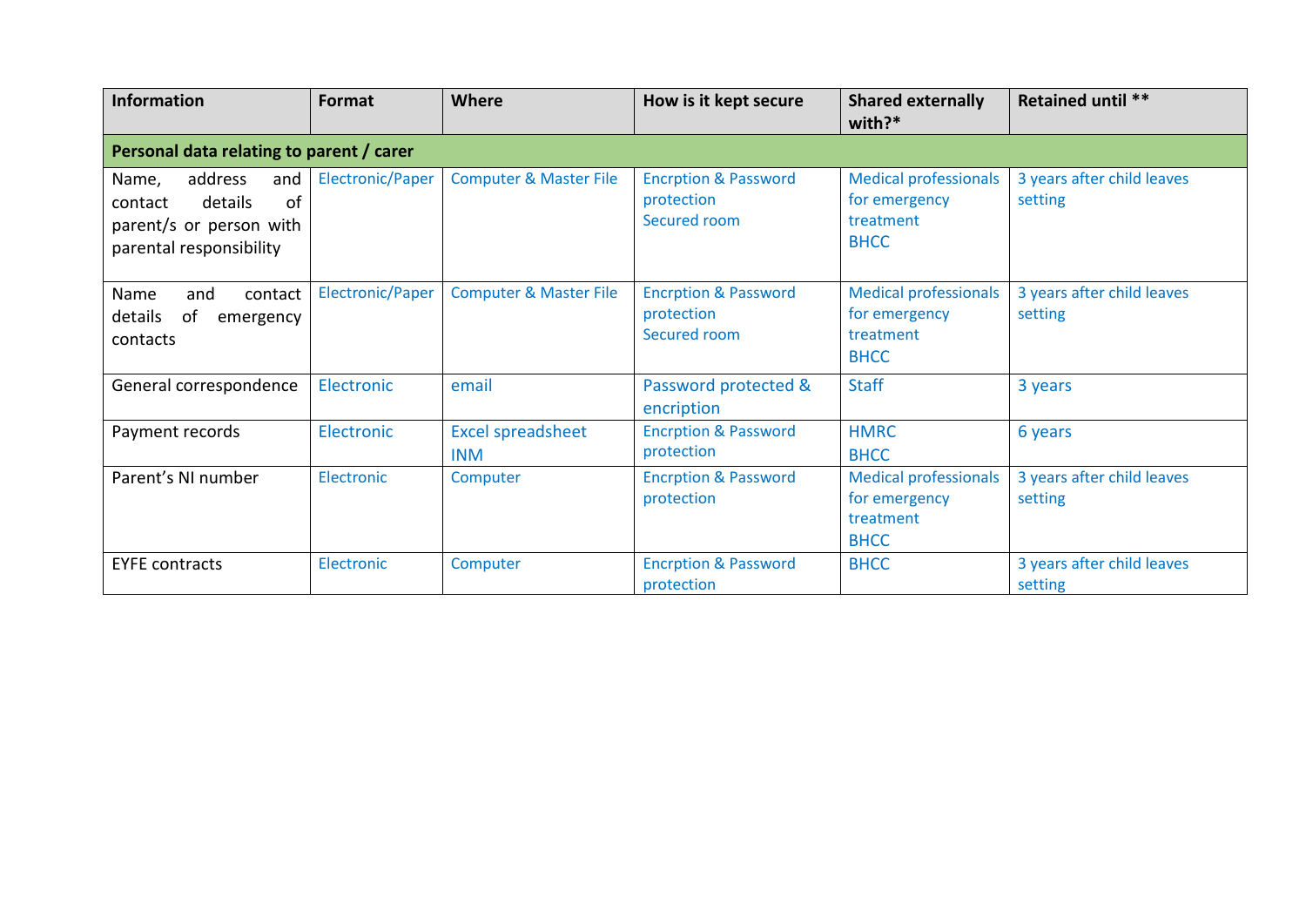| Information | Format | Where | How is it kept secure | Shared externally with?* | Retained until ** |
|---|---|---|---|---|---|
| **Personal data relating to parent / carer** | | | | | |
| Name, address and contact details of parent/s or person with parental responsibility | Electronic/Paper | Computer & Master File | Encrption & Password protection Secured room | Medical professionals for emergency treatment BHCC | 3 years after child leaves setting |
| Name and contact details of emergency contacts | Electronic/Paper | Computer & Master File | Encrption & Password protection Secured room | Medical professionals for emergency treatment BHCC | 3 years after child leaves setting |
| General correspondence | Electronic | email | Password protected & encription | Staff | 3 years |
| Payment records | Electronic | Excel spreadsheet INM | Encrption & Password protection | HMRC BHCC | 6 years |
| Parent's NI number | Electronic | Computer | Encrption & Password protection | Medical professionals for emergency treatment BHCC | 3 years after child leaves setting |
| EYFE contracts | Electronic | Computer | Encrption & Password protection | BHCC | 3 years after child leaves setting |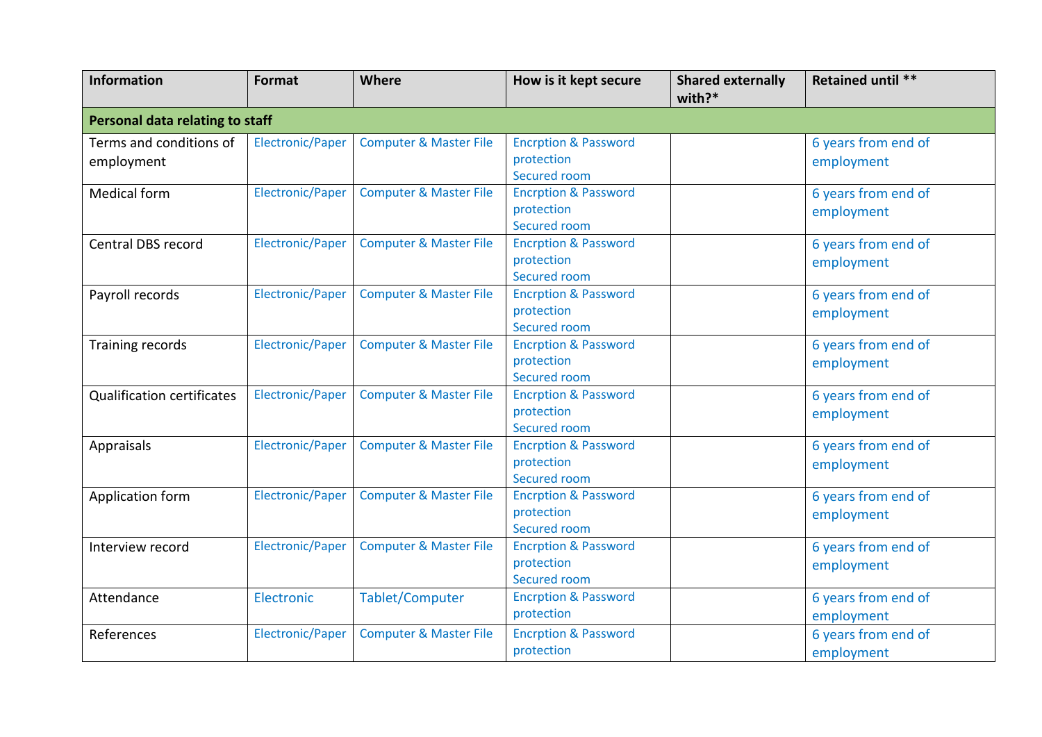| Information | Format | Where | How is it kept secure | Shared externally with?* | Retained until ** |
|---|---|---|---|---|---|
| **Personal data relating to staff** | | | | | |
| Terms and conditions of employment | Electronic/Paper | Computer & Master File | Encrption & Password protection Secured room | | 6 years from end of employment |
| Medical form | Electronic/Paper | Computer & Master File | Encrption & Password protection Secured room | | 6 years from end of employment |
| Central DBS record | Electronic/Paper | Computer & Master File | Encrption & Password protection Secured room | | 6 years from end of employment |
| Payroll records | Electronic/Paper | Computer & Master File | Encrption & Password protection Secured room | | 6 years from end of employment |
| Training records | Electronic/Paper | Computer & Master File | Encrption & Password protection Secured room | | 6 years from end of employment |
| Qualification certificates | Electronic/Paper | Computer & Master File | Encrption & Password protection Secured room | | 6 years from end of employment |
| Appraisals | Electronic/Paper | Computer & Master File | Encrption & Password protection Secured room | | 6 years from end of employment |
| Application form | Electronic/Paper | Computer & Master File | Encrption & Password protection Secured room | | 6 years from end of employment |
| Interview record | Electronic/Paper | Computer & Master File | Encrption & Password protection Secured room | | 6 years from end of employment |
| Attendance | Electronic | Tablet/Computer | Encrption & Password protection | | 6 years from end of employment |
| References | Electronic/Paper | Computer & Master File | Encrption & Password protection | | 6 years from end of employment |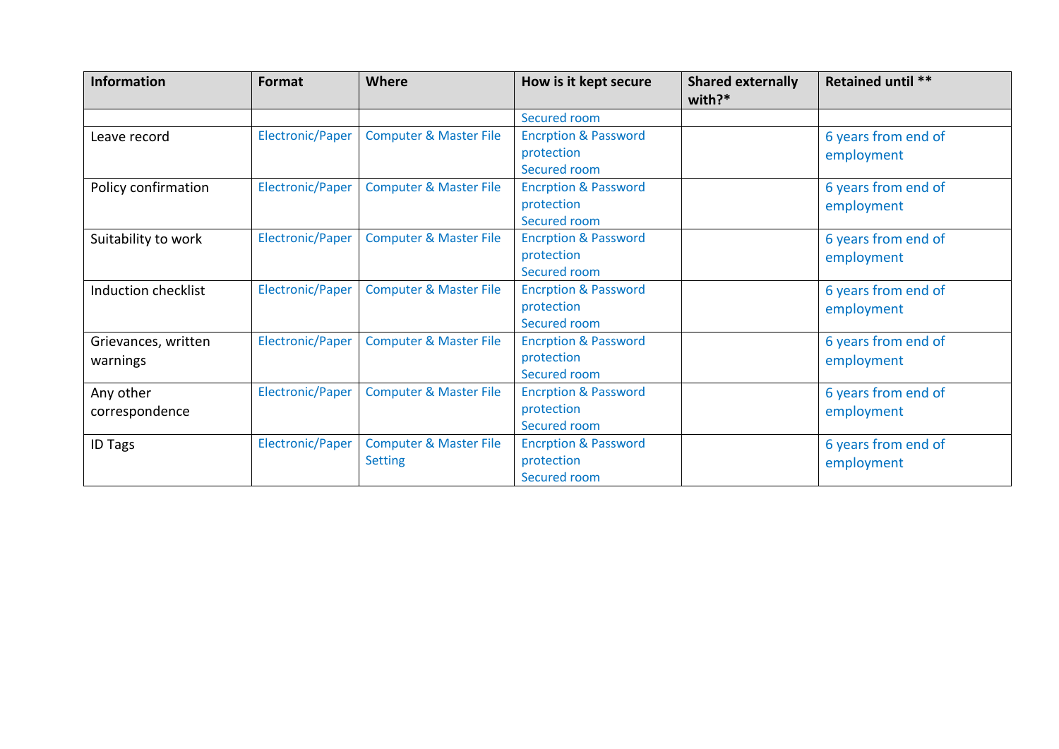| Information | Format | Where | How is it kept secure | Shared externally with?* | Retained until ** |
|---|---|---|---|---|---|
| | | | Secured room | | |
| Leave record | Electronic/Paper | Computer & Master File | Encrption & Password protection<br>Secured room | | 6 years from end of employment |
| Policy confirmation | Electronic/Paper | Computer & Master File | Encrption & Password protection<br>Secured room | | 6 years from end of employment |
| Suitability to work | Electronic/Paper | Computer & Master File | Encrption & Password protection<br>Secured room | | 6 years from end of employment |
| Induction checklist | Electronic/Paper | Computer & Master File | Encrption & Password protection<br>Secured room | | 6 years from end of employment |
| Grievances, written warnings | Electronic/Paper | Computer & Master File | Encrption & Password protection<br>Secured room | | 6 years from end of employment |
| Any other correspondence | Electronic/Paper | Computer & Master File | Encrption & Password protection<br>Secured room | | 6 years from end of employment |
| ID Tags | Electronic/Paper | Computer & Master File Setting | Encrption & Password protection<br>Secured room | | 6 years from end of employment |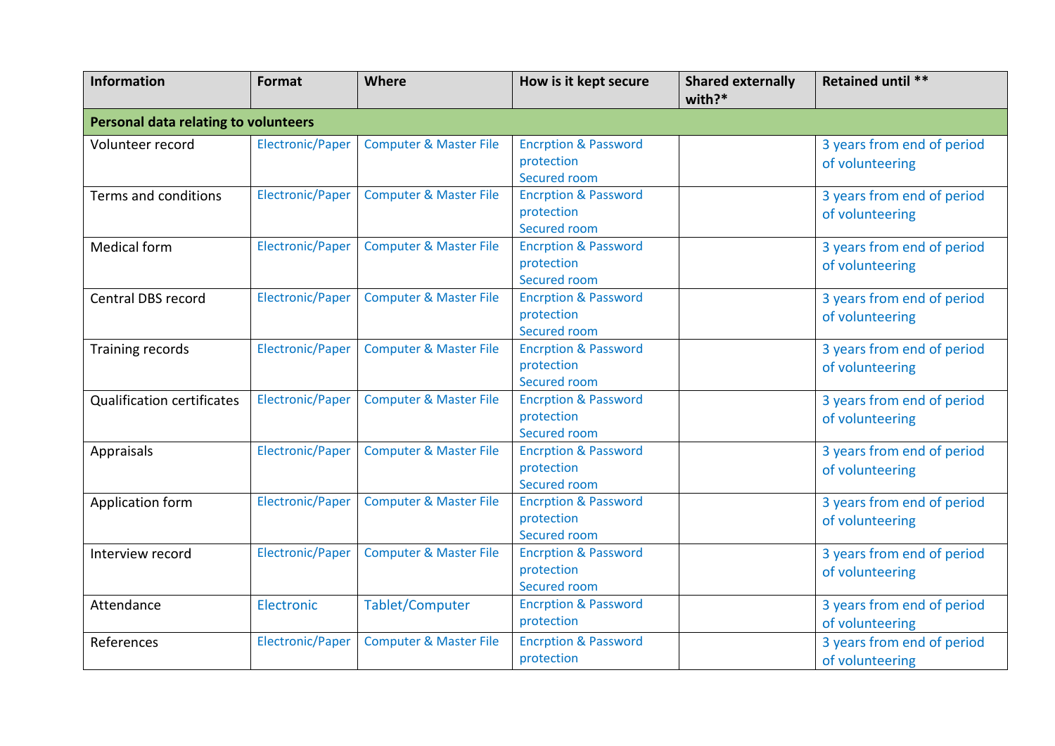| Information | Format | Where | How is it kept secure | Shared externally with?* | Retained until ** |
|---|---|---|---|---|---|
| **Personal data relating to volunteers** | | | | | |
| Volunteer record | Electronic/Paper | Computer & Master File | Encrption & Password protection Secured room | | 3 years from end of period of volunteering |
| Terms and conditions | Electronic/Paper | Computer & Master File | Encrption & Password protection Secured room | | 3 years from end of period of volunteering |
| Medical form | Electronic/Paper | Computer & Master File | Encrption & Password protection Secured room | | 3 years from end of period of volunteering |
| Central DBS record | Electronic/Paper | Computer & Master File | Encrption & Password protection Secured room | | 3 years from end of period of volunteering |
| Training records | Electronic/Paper | Computer & Master File | Encrption & Password protection Secured room | | 3 years from end of period of volunteering |
| Qualification certificates | Electronic/Paper | Computer & Master File | Encrption & Password protection Secured room | | 3 years from end of period of volunteering |
| Appraisals | Electronic/Paper | Computer & Master File | Encrption & Password protection Secured room | | 3 years from end of period of volunteering |
| Application form | Electronic/Paper | Computer & Master File | Encrption & Password protection Secured room | | 3 years from end of period of volunteering |
| Interview record | Electronic/Paper | Computer & Master File | Encrption & Password protection Secured room | | 3 years from end of period of volunteering |
| Attendance | Electronic | Tablet/Computer | Encrption & Password protection | | 3 years from end of period of volunteering |
| References | Electronic/Paper | Computer & Master File | Encrption & Password protection | | 3 years from end of period of volunteering |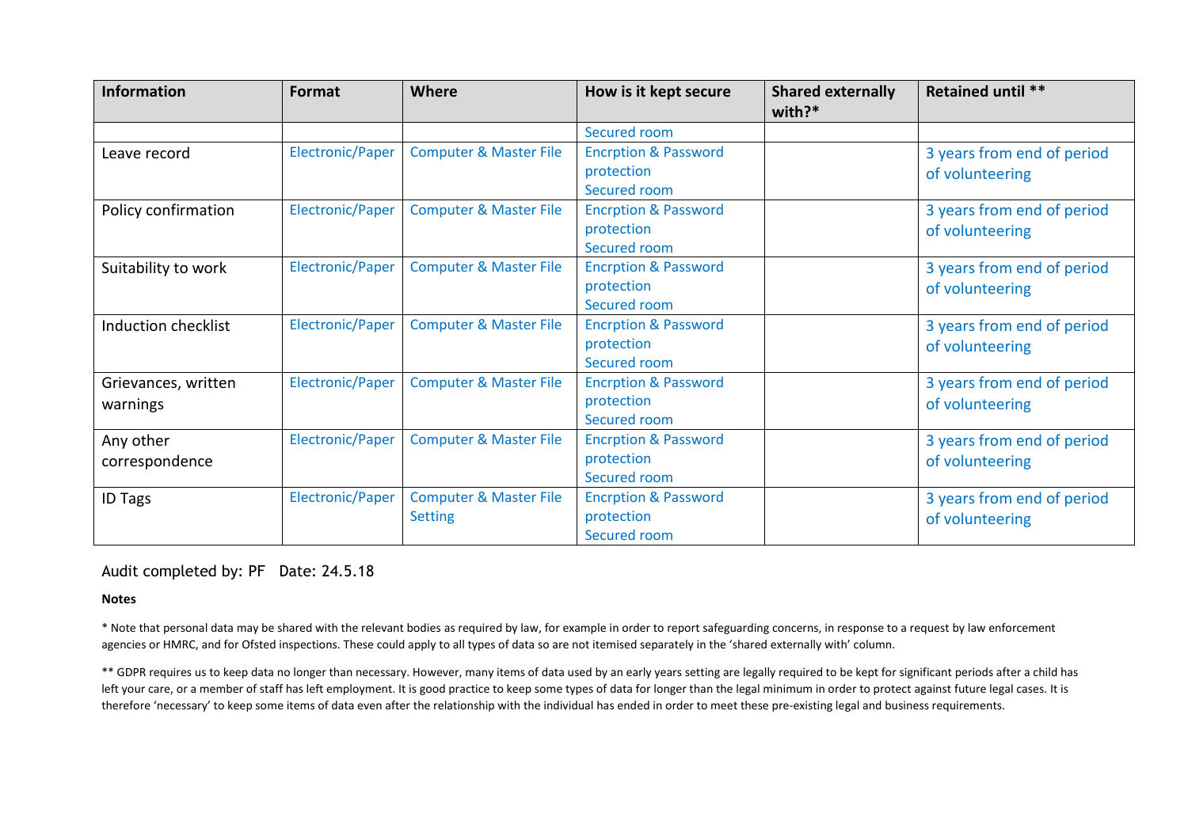| Information | Format | Where | How is it kept secure | Shared externally with?* | Retained until ** |
|---|---|---|---|---|---|
| | | | Secured room | | |
| Leave record | Electronic/Paper | Computer & Master File | Encrption & Password protection Secured room | | 3 years from end of period of volunteering |
| Policy confirmation | Electronic/Paper | Computer & Master File | Encrption & Password protection Secured room | | 3 years from end of period of volunteering |
| Suitability to work | Electronic/Paper | Computer & Master File | Encrption & Password protection Secured room | | 3 years from end of period of volunteering |
| Induction checklist | Electronic/Paper | Computer & Master File | Encrption & Password protection Secured room | | 3 years from end of period of volunteering |
| Grievances, written warnings | Electronic/Paper | Computer & Master File | Encrption & Password protection Secured room | | 3 years from end of period of volunteering |
| Any other correspondence | Electronic/Paper | Computer & Master File | Encrption & Password protection Secured room | | 3 years from end of period of volunteering |
| ID Tags | Electronic/Paper | Computer & Master File Setting | Encrption & Password protection Secured room | | 3 years from end of period of volunteering |

Audit completed by: PF Date: 24.5.18

**Notes**

* Note that personal data may be shared with the relevant bodies as required by law, for example in order to report safeguarding concerns, in response to a request by law enforcement agencies or HMRC, and for Ofsted inspections. These could apply to all types of data so are not itemised separately in the 'shared externally with' column.

** GDPR requires us to keep data no longer than necessary. However, many items of data used by an early years setting are legally required to be kept for significant periods after a child has left your care, or a member of staff has left employment. It is good practice to keep some types of data for longer than the legal minimum in order to protect against future legal cases. It is therefore 'necessary' to keep some items of data even after the relationship with the individual has ended in order to meet these pre-existing legal and business requirements.